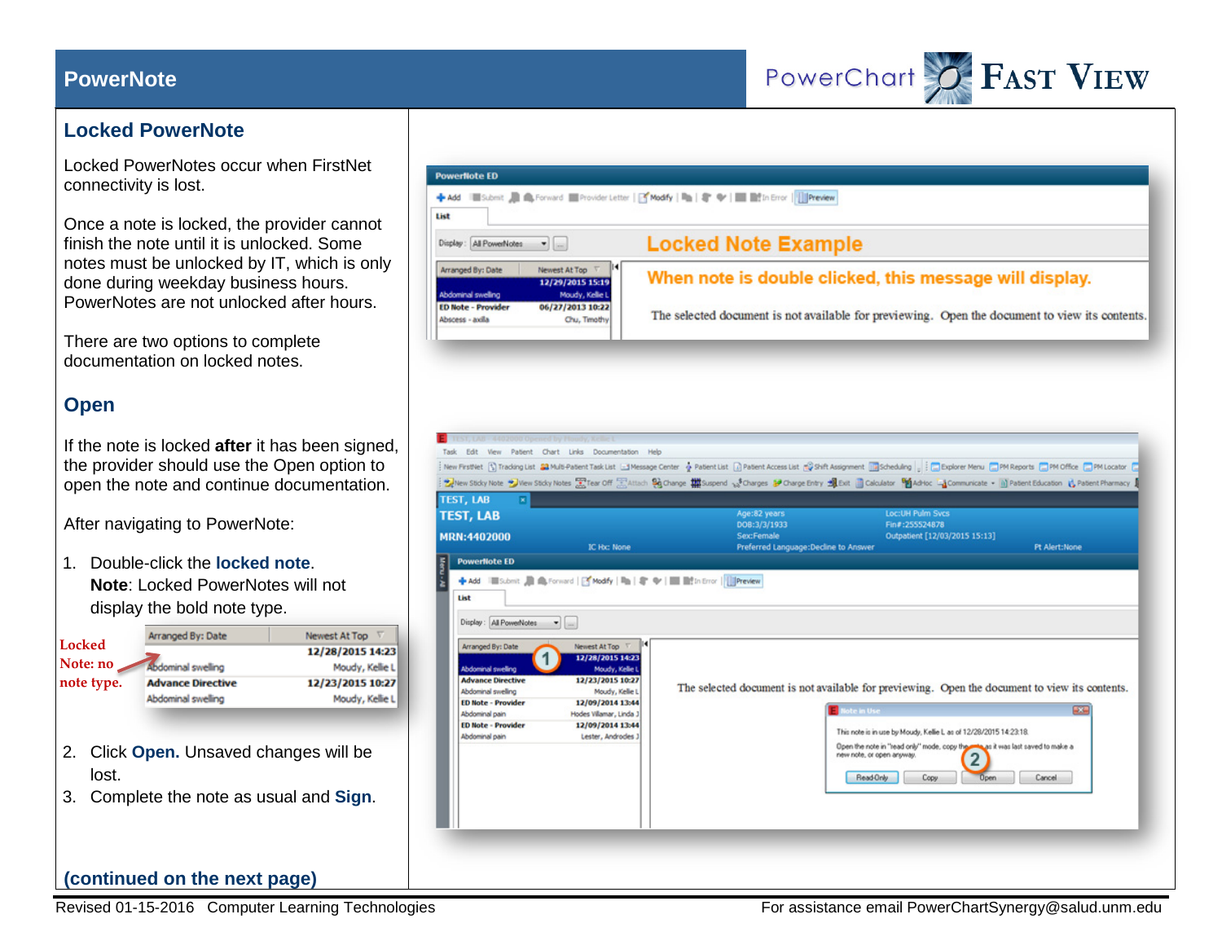# PowerNote

## Locked PowerNote

Locked PowerNotes occur when FirstNet connectivity is lost.

Once a note is locked, the provider cannot finish the note until it is unlocked. Some notes must be unlocked by IT, which is only done during weekday business hours. PowerNotes are not unlocked after hours.

There are two options to complete documentation on locked notes.

## Open

If the note is locked **after** it has been signed, the provider should use the Open option to open the note and continue documentation.

After navigating to PowerNote:

1. Double-click the **locked note**.
   **Note**: Locked PowerNotes will not display the bold note type.

Locked Note: no note type.

| Arranged By: Date | Newest At Top |
|---|---|
| | 12/28/2015 14:23 |
| Abdominal swelling | Moudy, Kellie L |
| **Advance Directive** | **12/23/2015 10:27** |
| Abdominal swelling | Moudy, Kellie L |

2. Click **Open.** Unsaved changes will be lost.
3. Complete the note as usual and **Sign**.

**Locked Note Example**

**When note is double clicked, this message will display.**

The selected document is not available for previewing. Open the document to view its contents.

**(continued on the next page)**

Revised 01-15-2016 Computer Learning Technologies For assistance email PowerChartSynergy@salud.unm.edu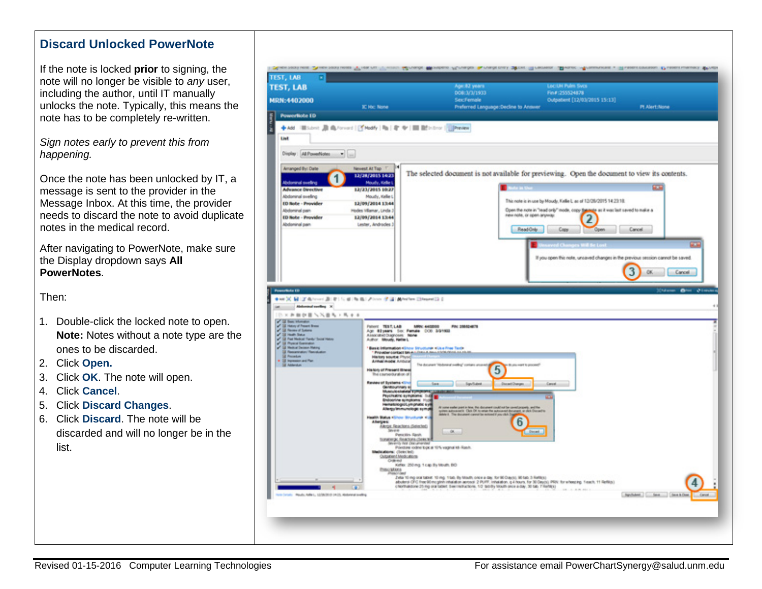## Discard Unlocked PowerNote

If the note is locked **prior** to signing, the note will no longer be visible to *any* user, including the author, until IT manually unlocks the note. Typically, this means the note has to be completely re-written.

*Sign notes early to prevent this from happening.*

Once the note has been unlocked by IT, a message is sent to the provider in the Message Inbox. At this time, the provider needs to discard the note to avoid duplicate notes in the medical record.

After navigating to PowerNote, make sure the Display dropdown says **All PowerNotes**.

Then:

1. Double-click the locked note to open. **Note:** Notes without a note type are the ones to be discarded.
2. Click **Open.**
3. Click **OK**. The note will open.
4. Click **Cancel**.
5. Click **Discard Changes**.
6. Click **Discard**. The note will be discarded and will no longer be in the list.

Revised 01-15-2016 Computer Learning Technologies For assistance email PowerChartSynergy@salud.unm.edu